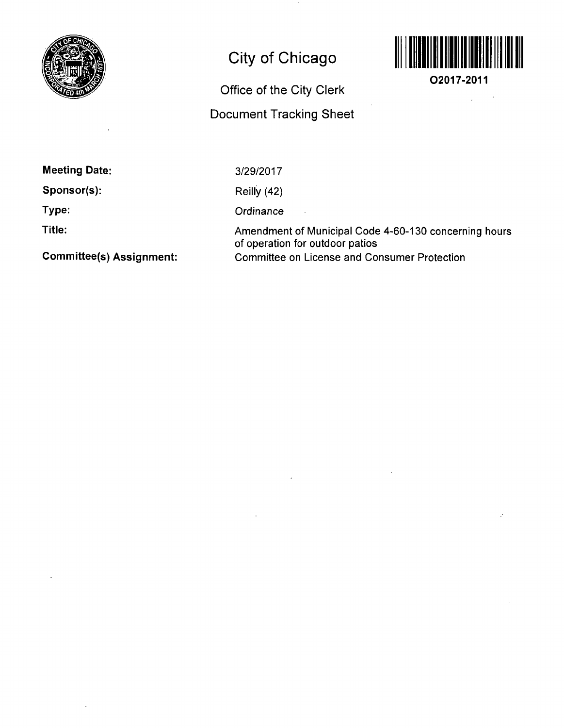# City of Chicago

## Office of the City Clerk

## Document Tracking Sheet

O2017-2011

**Meeting Date:** 3/29/2017

**Sponsor(s):** Reilly (42)

**Type:** Ordinance

**Title:** Amendment of Municipal Code 4-60-130 concerning hours of operation for outdoor patios

**Committee(s) Assignment:** Committee on License and Consumer Protection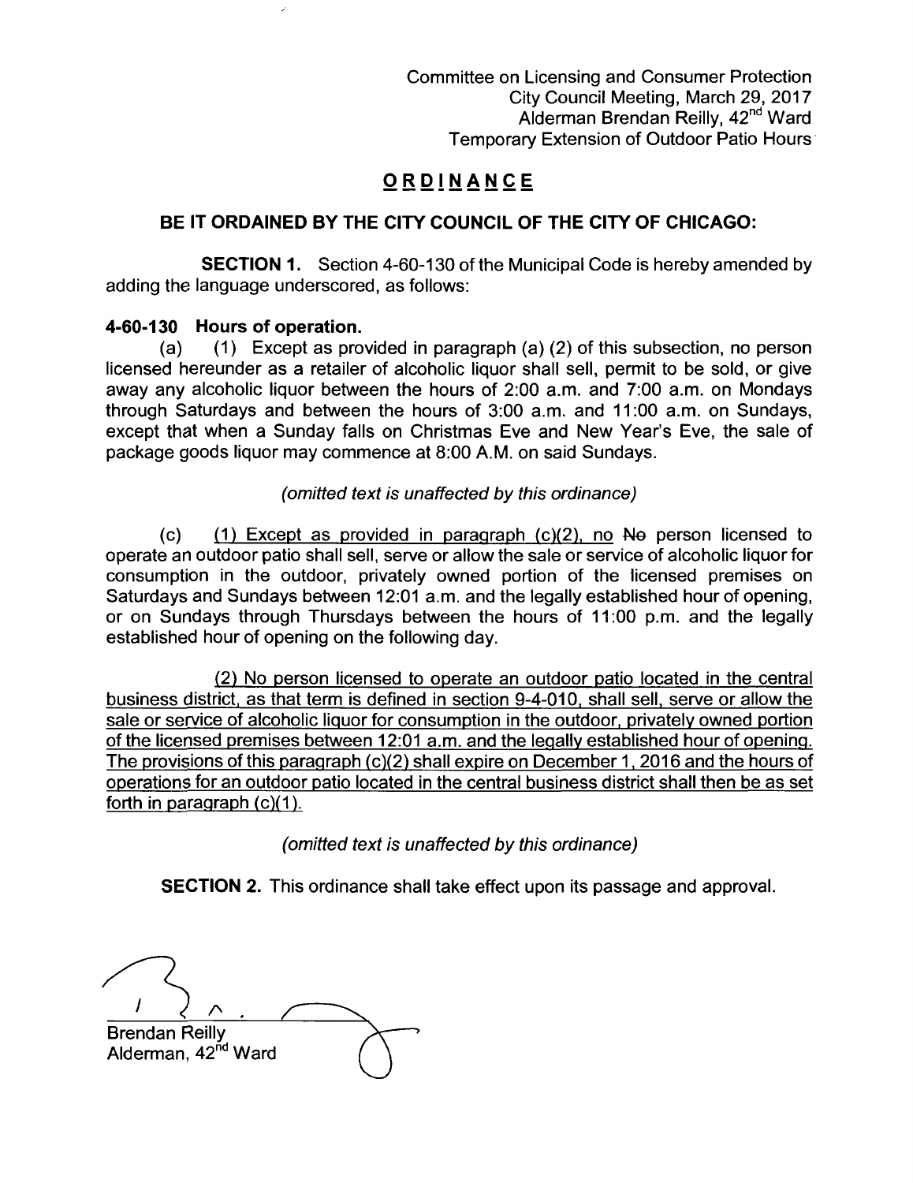Committee on Licensing and Consumer Protection
City Council Meeting, March 29, 2017
Alderman Brendan Reilly, 42nd Ward
Temporary Extension of Outdoor Patio Hours

# ORDINANCE

## BE IT ORDAINED BY THE CITY COUNCIL OF THE CITY OF CHICAGO:

**SECTION 1.** Section 4-60-130 of the Municipal Code is hereby amended by adding the language underscored, as follows:

**4-60-130 Hours of operation.**

(a) (1) Except as provided in paragraph (a) (2) of this subsection, no person licensed hereunder as a retailer of alcoholic liquor shall sell, permit to be sold, or give away any alcoholic liquor between the hours of 2:00 a.m. and 7:00 a.m. on Mondays through Saturdays and between the hours of 3:00 a.m. and 11:00 a.m. on Sundays, except that when a Sunday falls on Christmas Eve and New Year's Eve, the sale of package goods liquor may commence at 8:00 A.M. on said Sundays.

*(omitted text is unaffected by this ordinance)*

(c) <u>(1) Except as provided in paragraph (c)(2), no</u> ~~No~~ person licensed to operate an outdoor patio shall sell, serve or allow the sale or service of alcoholic liquor for consumption in the outdoor, privately owned portion of the licensed premises on Saturdays and Sundays between 12:01 a.m. and the legally established hour of opening, or on Sundays through Thursdays between the hours of 11:00 p.m. and the legally established hour of opening on the following day.

<u>(2) No person licensed to operate an outdoor patio located in the central business district, as that term is defined in section 9-4-010, shall sell, serve or allow the sale or service of alcoholic liquor for consumption in the outdoor, privately owned portion of the licensed premises between 12:01 a.m. and the legally established hour of opening. The provisions of this paragraph (c)(2) shall expire on December 1, 2016 and the hours of operations for an outdoor patio located in the central business district shall then be as set forth in paragraph (c)(1).</u>

*(omitted text is unaffected by this ordinance)*

**SECTION 2.** This ordinance shall take effect upon its passage and approval.

Brendan Reilly
Alderman, 42nd Ward